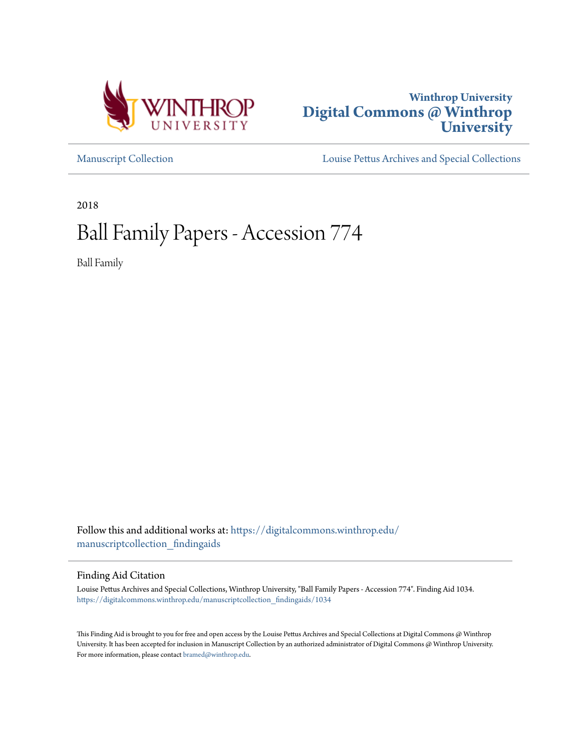Winthrop University

# Digital Commons @ Winthrop University

Manuscript Collection

Louise Pettus Archives and Special Collections

2018

# Ball Family Papers - Accession 774

Ball Family

Follow this and additional works at: https://digitalcommons.winthrop.edu/manuscriptcollection_findingaids

## Finding Aid Citation

Louise Pettus Archives and Special Collections, Winthrop University, "Ball Family Papers - Accession 774". Finding Aid 1034.
https://digitalcommons.winthrop.edu/manuscriptcollection_findingaids/1034

This Finding Aid is brought to you for free and open access by the Louise Pettus Archives and Special Collections at Digital Commons @ Winthrop University. It has been accepted for inclusion in Manuscript Collection by an authorized administrator of Digital Commons @ Winthrop University. For more information, please contact bramed@winthrop.edu.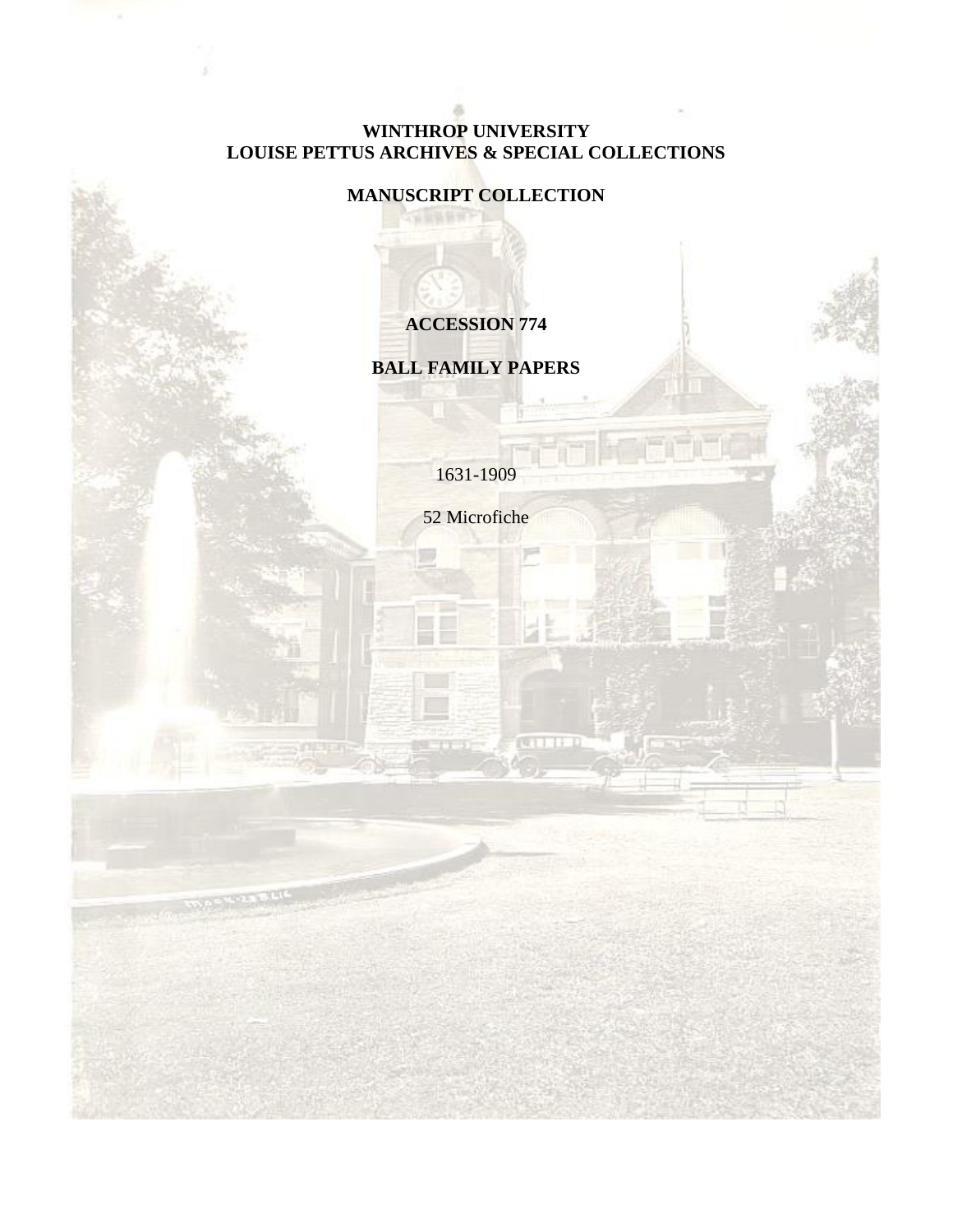**WINTHROP UNIVERSITY**
**LOUISE PETTUS ARCHIVES & SPECIAL COLLECTIONS**

**MANUSCRIPT COLLECTION**

# ACCESSION 774

# BALL FAMILY PAPERS

1631-1909

52 Microfiche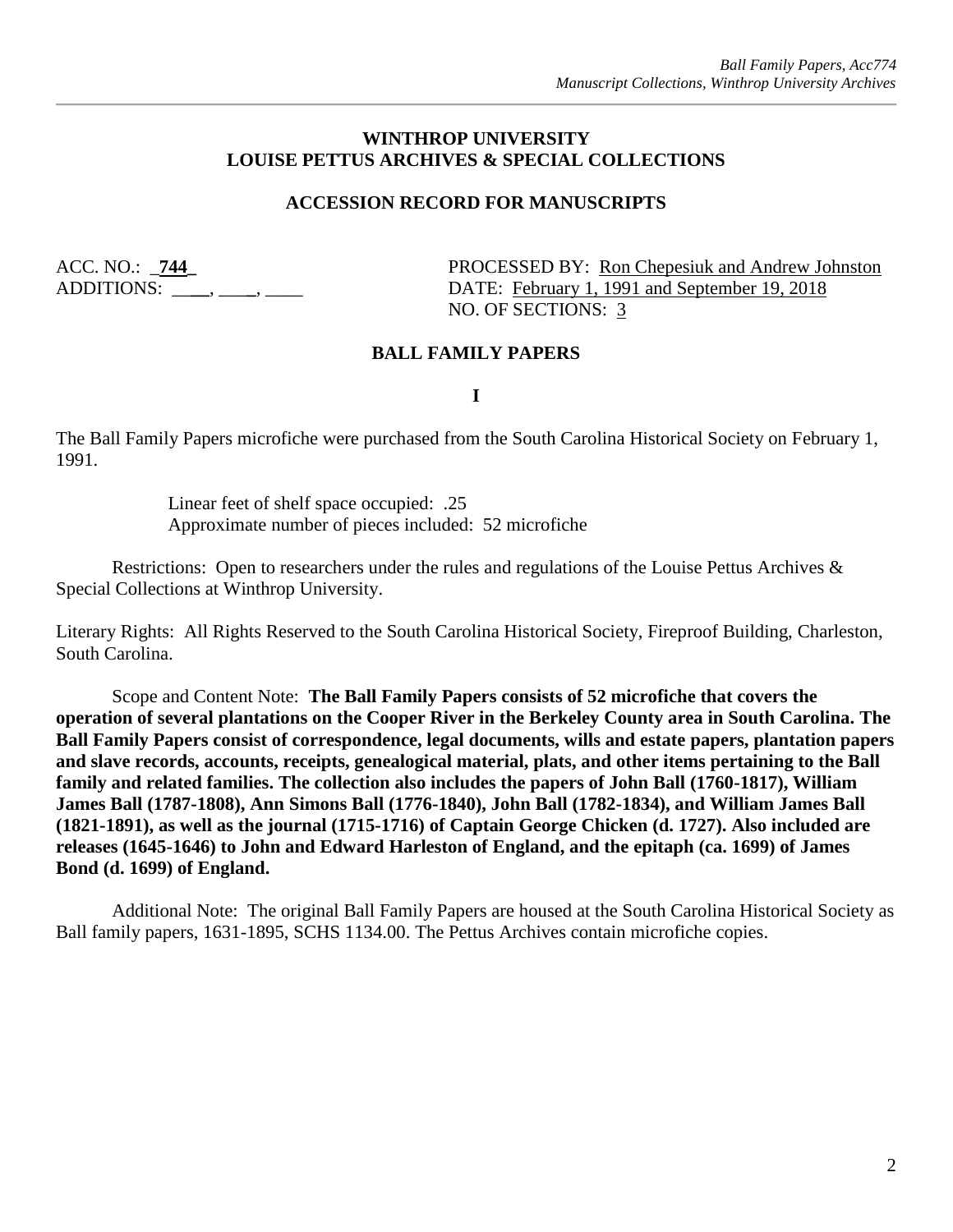**WINTHROP UNIVERSITY**
**LOUISE PETTUS ARCHIVES & SPECIAL COLLECTIONS**

**ACCESSION RECORD FOR MANUSCRIPTS**

ACC. NO.: _**744**_
ADDITIONS: ____, ____, ____

PROCESSED BY: Ron Chepesiuk and Andrew Johnston
DATE: February 1, 1991 and September 19, 2018
NO. OF SECTIONS: 3

**BALL FAMILY PAPERS**

**I**

The Ball Family Papers microfiche were purchased from the South Carolina Historical Society on February 1, 1991.

Linear feet of shelf space occupied: .25
Approximate number of pieces included: 52 microfiche

Restrictions: Open to researchers under the rules and regulations of the Louise Pettus Archives & Special Collections at Winthrop University.

Literary Rights: All Rights Reserved to the South Carolina Historical Society, Fireproof Building, Charleston, South Carolina.

Scope and Content Note: **The Ball Family Papers consists of 52 microfiche that covers the operation of several plantations on the Cooper River in the Berkeley County area in South Carolina. The Ball Family Papers consist of correspondence, legal documents, wills and estate papers, plantation papers and slave records, accounts, receipts, genealogical material, plats, and other items pertaining to the Ball family and related families. The collection also includes the papers of John Ball (1760-1817), William James Ball (1787-1808), Ann Simons Ball (1776-1840), John Ball (1782-1834), and William James Ball (1821-1891), as well as the journal (1715-1716) of Captain George Chicken (d. 1727). Also included are releases (1645-1646) to John and Edward Harleston of England, and the epitaph (ca. 1699) of James Bond (d. 1699) of England.**

Additional Note: The original Ball Family Papers are housed at the South Carolina Historical Society as Ball family papers, 1631-1895, SCHS 1134.00. The Pettus Archives contain microfiche copies.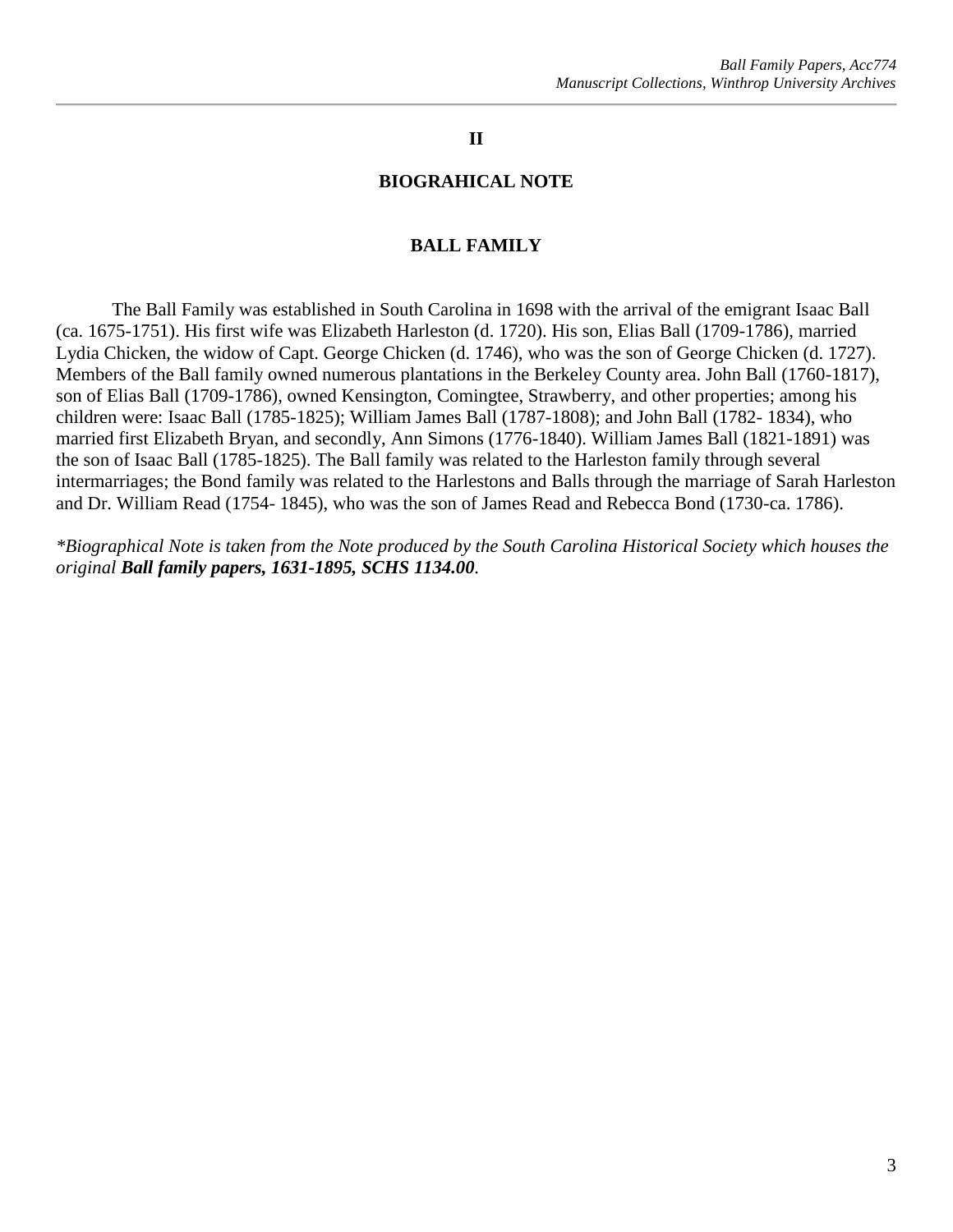## II

## BIOGRAHICAL NOTE

### BALL FAMILY

The Ball Family was established in South Carolina in 1698 with the arrival of the emigrant Isaac Ball (ca. 1675-1751). His first wife was Elizabeth Harleston (d. 1720). His son, Elias Ball (1709-1786), married Lydia Chicken, the widow of Capt. George Chicken (d. 1746), who was the son of George Chicken (d. 1727). Members of the Ball family owned numerous plantations in the Berkeley County area. John Ball (1760-1817), son of Elias Ball (1709-1786), owned Kensington, Comingtee, Strawberry, and other properties; among his children were: Isaac Ball (1785-1825); William James Ball (1787-1808); and John Ball (1782- 1834), who married first Elizabeth Bryan, and secondly, Ann Simons (1776-1840). William James Ball (1821-1891) was the son of Isaac Ball (1785-1825). The Ball family was related to the Harleston family through several intermarriages; the Bond family was related to the Harlestons and Balls through the marriage of Sarah Harleston and Dr. William Read (1754- 1845), who was the son of James Read and Rebecca Bond (1730-ca. 1786).

**Biographical Note is taken from the Note produced by the South Carolina Historical Society which houses the original ***Ball family papers, 1631-1895, SCHS 1134.00***.*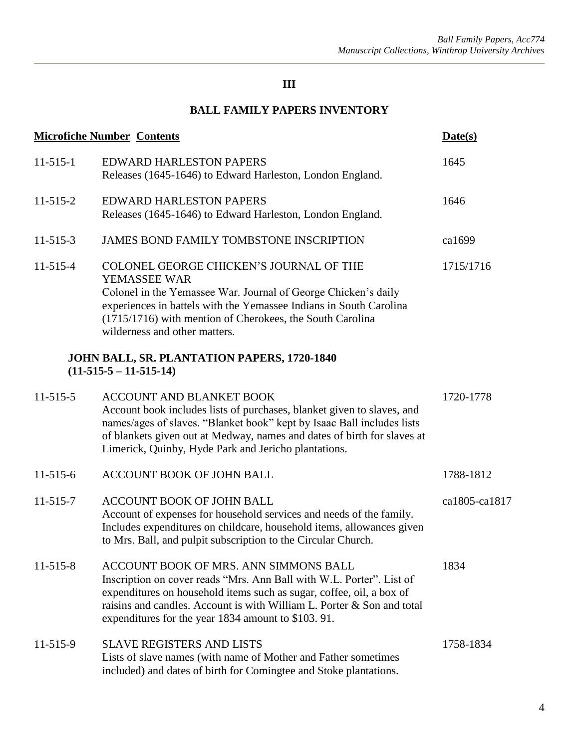## III

## BALL FAMILY PAPERS INVENTORY

| Microfiche Number | Contents | Date(s) |
|---|---|---|
| 11-515-1 | EDWARD HARLESTON PAPERS<br>Releases (1645-1646) to Edward Harleston, London England. | 1645 |
| 11-515-2 | EDWARD HARLESTON PAPERS<br>Releases (1645-1646) to Edward Harleston, London England. | 1646 |
| 11-515-3 | JAMES BOND FAMILY TOMBSTONE INSCRIPTION | ca1699 |
| 11-515-4 | COLONEL GEORGE CHICKEN'S JOURNAL OF THE YEMASSEE WAR<br>Colonel in the Yemassee War. Journal of George Chicken's daily experiences in battels with the Yemassee Indians in South Carolina (1715/1716) with mention of Cherokees, the South Carolina wilderness and other matters. | 1715/1716 |

**JOHN BALL, SR. PLANTATION PAPERS, 1720-1840**
**(11-515-5 – 11-515-14)**

| Microfiche Number | Contents | Date(s) |
|---|---|---|
| 11-515-5 | ACCOUNT AND BLANKET BOOK<br>Account book includes lists of purchases, blanket given to slaves, and names/ages of slaves. "Blanket book" kept by Isaac Ball includes lists of blankets given out at Medway, names and dates of birth for slaves at Limerick, Quinby, Hyde Park and Jericho plantations. | 1720-1778 |
| 11-515-6 | ACCOUNT BOOK OF JOHN BALL | 1788-1812 |
| 11-515-7 | ACCOUNT BOOK OF JOHN BALL<br>Account of expenses for household services and needs of the family. Includes expenditures on childcare, household items, allowances given to Mrs. Ball, and pulpit subscription to the Circular Church. | ca1805-ca1817 |
| 11-515-8 | ACCOUNT BOOK OF MRS. ANN SIMMONS BALL<br>Inscription on cover reads "Mrs. Ann Ball with W.L. Porter". List of expenditures on household items such as sugar, coffee, oil, a box of raisins and candles. Account is with William L. Porter & Son and total expenditures for the year 1834 amount to $103. 91. | 1834 |
| 11-515-9 | SLAVE REGISTERS AND LISTS<br>Lists of slave names (with name of Mother and Father sometimes included) and dates of birth for Comingtee and Stoke plantations. | 1758-1834 |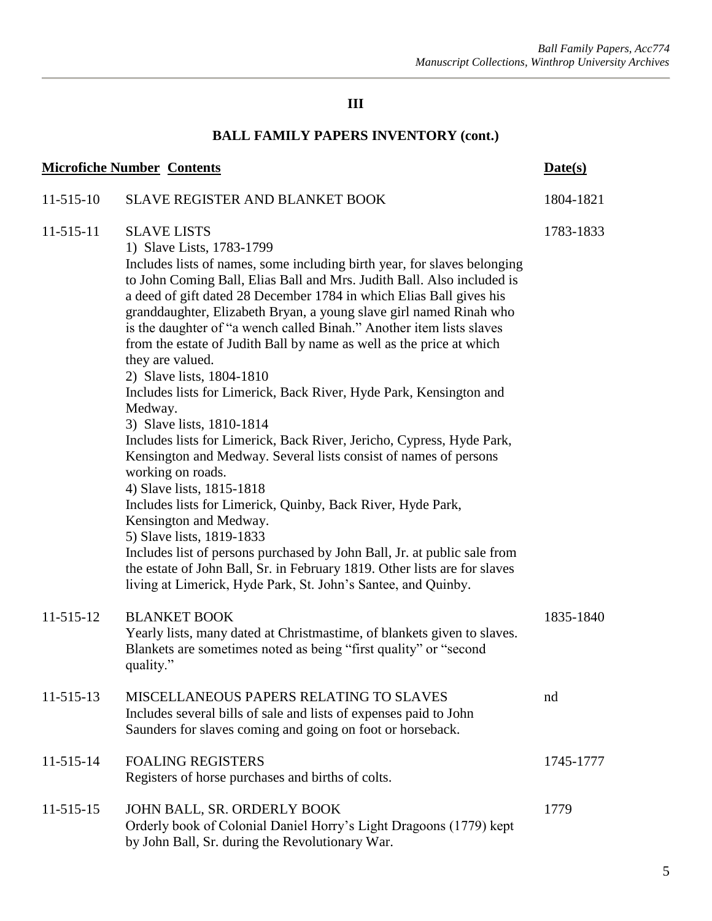# III

## BALL FAMILY PAPERS INVENTORY (cont.)

| Microfiche Number | Contents | Date(s) |
|---|---|---|
| 11-515-10 | SLAVE REGISTER AND BLANKET BOOK | 1804-1821 |
| 11-515-11 | SLAVE LISTS<br>1) Slave Lists, 1783-1799<br>Includes lists of names, some including birth year, for slaves belonging to John Coming Ball, Elias Ball and Mrs. Judith Ball. Also included is a deed of gift dated 28 December 1784 in which Elias Ball gives his granddaughter, Elizabeth Bryan, a young slave girl named Rinah who is the daughter of "a wench called Binah." Another item lists slaves from the estate of Judith Ball by name as well as the price at which they are valued.<br>2) Slave lists, 1804-1810<br>Includes lists for Limerick, Back River, Hyde Park, Kensington and Medway.<br>3) Slave lists, 1810-1814<br>Includes lists for Limerick, Back River, Jericho, Cypress, Hyde Park, Kensington and Medway. Several lists consist of names of persons working on roads.<br>4) Slave lists, 1815-1818<br>Includes lists for Limerick, Quinby, Back River, Hyde Park, Kensington and Medway.<br>5) Slave lists, 1819-1833<br>Includes list of persons purchased by John Ball, Jr. at public sale from the estate of John Ball, Sr. in February 1819. Other lists are for slaves living at Limerick, Hyde Park, St. John's Santee, and Quinby. | 1783-1833 |
| 11-515-12 | BLANKET BOOK<br>Yearly lists, many dated at Christmastime, of blankets given to slaves. Blankets are sometimes noted as being "first quality" or "second quality." | 1835-1840 |
| 11-515-13 | MISCELLANEOUS PAPERS RELATING TO SLAVES<br>Includes several bills of sale and lists of expenses paid to John Saunders for slaves coming and going on foot or horseback. | nd |
| 11-515-14 | FOALING REGISTERS<br>Registers of horse purchases and births of colts. | 1745-1777 |
| 11-515-15 | JOHN BALL, SR. ORDERLY BOOK<br>Orderly book of Colonial Daniel Horry's Light Dragoons (1779) kept by John Ball, Sr. during the Revolutionary War. | 1779 |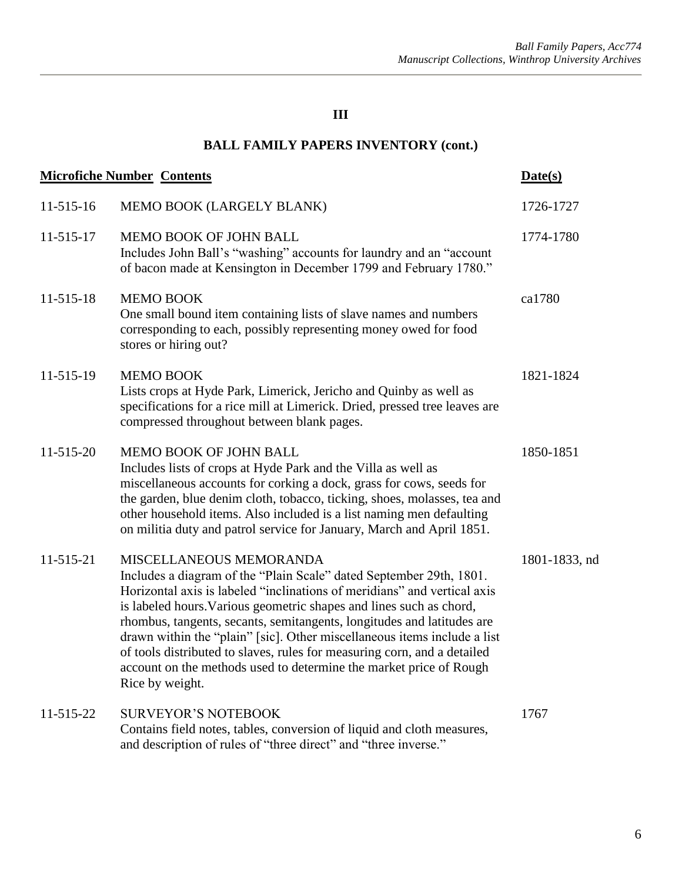# III

## BALL FAMILY PAPERS INVENTORY (cont.)

| Microfiche Number | Contents | Date(s) |
|---|---|---|
| 11-515-16 | MEMO BOOK (LARGELY BLANK) | 1726-1727 |
| 11-515-17 | MEMO BOOK OF JOHN BALL<br>Includes John Ball's "washing" accounts for laundry and an "account of bacon made at Kensington in December 1799 and February 1780." | 1774-1780 |
| 11-515-18 | MEMO BOOK<br>One small bound item containing lists of slave names and numbers corresponding to each, possibly representing money owed for food stores or hiring out? | ca1780 |
| 11-515-19 | MEMO BOOK<br>Lists crops at Hyde Park, Limerick, Jericho and Quinby as well as specifications for a rice mill at Limerick. Dried, pressed tree leaves are compressed throughout between blank pages. | 1821-1824 |
| 11-515-20 | MEMO BOOK OF JOHN BALL<br>Includes lists of crops at Hyde Park and the Villa as well as miscellaneous accounts for corking a dock, grass for cows, seeds for the garden, blue denim cloth, tobacco, ticking, shoes, molasses, tea and other household items. Also included is a list naming men defaulting on militia duty and patrol service for January, March and April 1851. | 1850-1851 |
| 11-515-21 | MISCELLANEOUS MEMORANDA<br>Includes a diagram of the "Plain Scale" dated September 29th, 1801. Horizontal axis is labeled "inclinations of meridians" and vertical axis is labeled hours.Various geometric shapes and lines such as chord, rhombus, tangents, secants, semitangents, longitudes and latitudes are drawn within the "plain" [sic]. Other miscellaneous items include a list of tools distributed to slaves, rules for measuring corn, and a detailed account on the methods used to determine the market price of Rough Rice by weight. | 1801-1833, nd |
| 11-515-22 | SURVEYOR'S NOTEBOOK<br>Contains field notes, tables, conversion of liquid and cloth measures, and description of rules of "three direct" and "three inverse." | 1767 |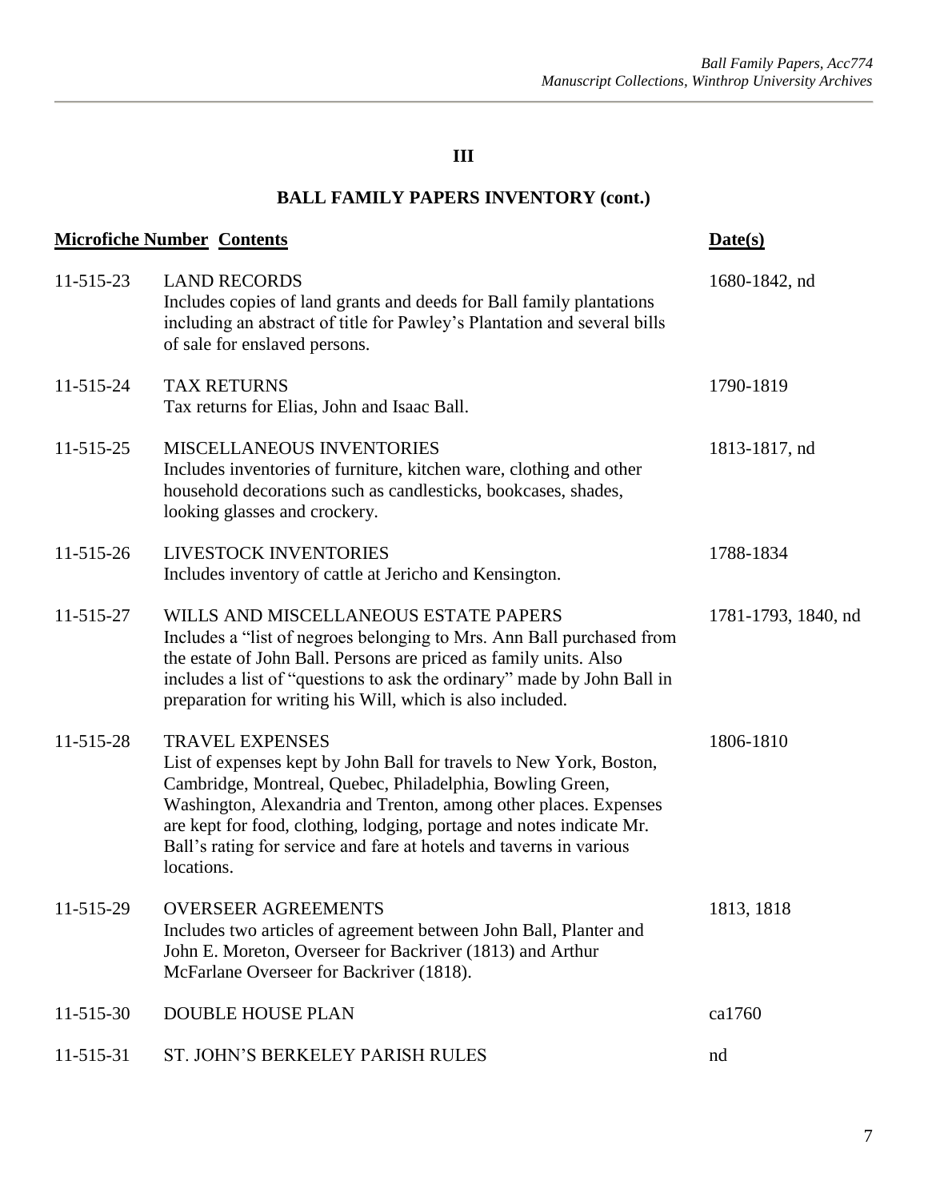## III

## BALL FAMILY PAPERS INVENTORY (cont.)

| Microfiche Number | Contents | Date(s) |
|---|---|---|
| 11-515-23 | LAND RECORDS<br>Includes copies of land grants and deeds for Ball family plantations including an abstract of title for Pawley's Plantation and several bills of sale for enslaved persons. | 1680-1842, nd |
| 11-515-24 | TAX RETURNS<br>Tax returns for Elias, John and Isaac Ball. | 1790-1819 |
| 11-515-25 | MISCELLANEOUS INVENTORIES<br>Includes inventories of furniture, kitchen ware, clothing and other household decorations such as candlesticks, bookcases, shades, looking glasses and crockery. | 1813-1817, nd |
| 11-515-26 | LIVESTOCK INVENTORIES<br>Includes inventory of cattle at Jericho and Kensington. | 1788-1834 |
| 11-515-27 | WILLS AND MISCELLANEOUS ESTATE PAPERS<br>Includes a "list of negroes belonging to Mrs. Ann Ball purchased from the estate of John Ball. Persons are priced as family units. Also includes a list of "questions to ask the ordinary" made by John Ball in preparation for writing his Will, which is also included. | 1781-1793, 1840, nd |
| 11-515-28 | TRAVEL EXPENSES<br>List of expenses kept by John Ball for travels to New York, Boston, Cambridge, Montreal, Quebec, Philadelphia, Bowling Green, Washington, Alexandria and Trenton, among other places. Expenses are kept for food, clothing, lodging, portage and notes indicate Mr. Ball's rating for service and fare at hotels and taverns in various locations. | 1806-1810 |
| 11-515-29 | OVERSEER AGREEMENTS<br>Includes two articles of agreement between John Ball, Planter and John E. Moreton, Overseer for Backriver (1813) and Arthur McFarlane Overseer for Backriver (1818). | 1813, 1818 |
| 11-515-30 | DOUBLE HOUSE PLAN | ca1760 |
| 11-515-31 | ST. JOHN'S BERKELEY PARISH RULES | nd |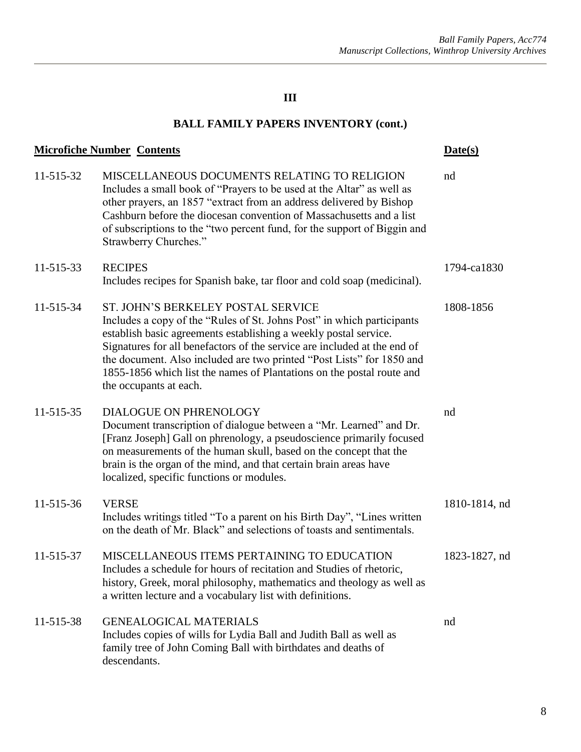**III**

**BALL FAMILY PAPERS INVENTORY (cont.)**

| Microfiche Number | Contents | Date(s) |
|---|---|---|
| 11-515-32 | MISCELLANEOUS DOCUMENTS RELATING TO RELIGION<br>Includes a small book of "Prayers to be used at the Altar" as well as other prayers, an 1857 "extract from an address delivered by Bishop Cashburn before the diocesan convention of Massachusetts and a list of subscriptions to the "two percent fund, for the support of Biggin and Strawberry Churches." | nd |
| 11-515-33 | RECIPES<br>Includes recipes for Spanish bake, tar floor and cold soap (medicinal). | 1794-ca1830 |
| 11-515-34 | ST. JOHN'S BERKELEY POSTAL SERVICE<br>Includes a copy of the "Rules of St. Johns Post" in which participants establish basic agreements establishing a weekly postal service. Signatures for all benefactors of the service are included at the end of the document. Also included are two printed "Post Lists" for 1850 and 1855-1856 which list the names of Plantations on the postal route and the occupants at each. | 1808-1856 |
| 11-515-35 | DIALOGUE ON PHRENOLOGY<br>Document transcription of dialogue between a "Mr. Learned" and Dr. [Franz Joseph] Gall on phrenology, a pseudoscience primarily focused on measurements of the human skull, based on the concept that the brain is the organ of the mind, and that certain brain areas have localized, specific functions or modules. | nd |
| 11-515-36 | VERSE<br>Includes writings titled "To a parent on his Birth Day", "Lines written on the death of Mr. Black" and selections of toasts and sentimentals. | 1810-1814, nd |
| 11-515-37 | MISCELLANEOUS ITEMS PERTAINING TO EDUCATION<br>Includes a schedule for hours of recitation and Studies of rhetoric, history, Greek, moral philosophy, mathematics and theology as well as a written lecture and a vocabulary list with definitions. | 1823-1827, nd |
| 11-515-38 | GENEALOGICAL MATERIALS<br>Includes copies of wills for Lydia Ball and Judith Ball as well as family tree of John Coming Ball with birthdates and deaths of descendants. | nd |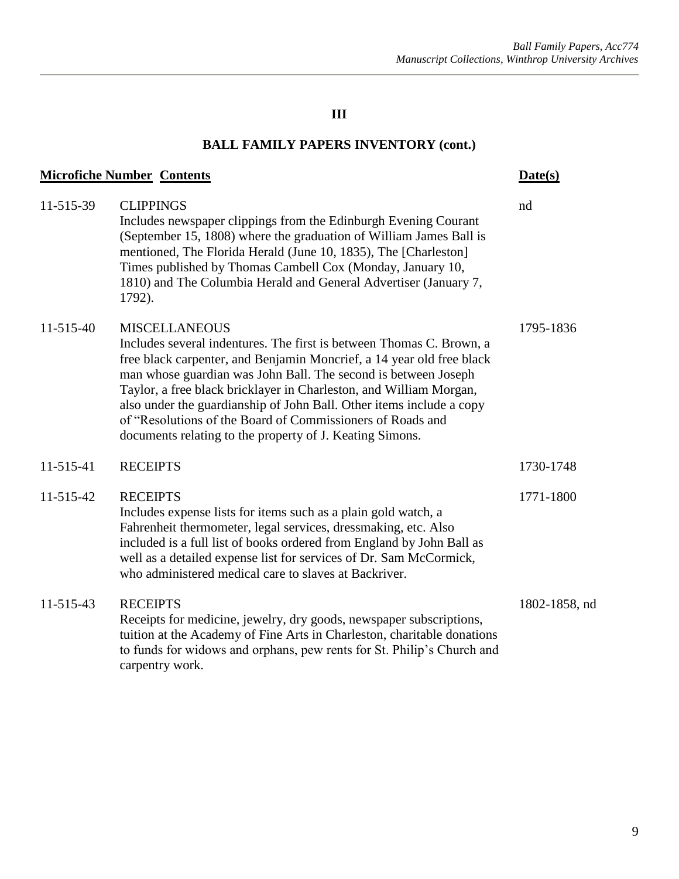## III

## BALL FAMILY PAPERS INVENTORY (cont.)

| Microfiche Number | Contents | Date(s) |
|---|---|---|
| 11-515-39 | CLIPPINGS<br>Includes newspaper clippings from the Edinburgh Evening Courant (September 15, 1808) where the graduation of William James Ball is mentioned, The Florida Herald (June 10, 1835), The [Charleston] Times published by Thomas Cambell Cox (Monday, January 10, 1810) and The Columbia Herald and General Advertiser (January 7, 1792). | nd |
| 11-515-40 | MISCELLANEOUS<br>Includes several indentures. The first is between Thomas C. Brown, a free black carpenter, and Benjamin Moncrief, a 14 year old free black man whose guardian was John Ball. The second is between Joseph Taylor, a free black bricklayer in Charleston, and William Morgan, also under the guardianship of John Ball. Other items include a copy of "Resolutions of the Board of Commissioners of Roads and documents relating to the property of J. Keating Simons. | 1795-1836 |
| 11-515-41 | RECEIPTS | 1730-1748 |
| 11-515-42 | RECEIPTS<br>Includes expense lists for items such as a plain gold watch, a Fahrenheit thermometer, legal services, dressmaking, etc. Also included is a full list of books ordered from England by John Ball as well as a detailed expense list for services of Dr. Sam McCormick, who administered medical care to slaves at Backriver. | 1771-1800 |
| 11-515-43 | RECEIPTS<br>Receipts for medicine, jewelry, dry goods, newspaper subscriptions, tuition at the Academy of Fine Arts in Charleston, charitable donations to funds for widows and orphans, pew rents for St. Philip's Church and carpentry work. | 1802-1858, nd |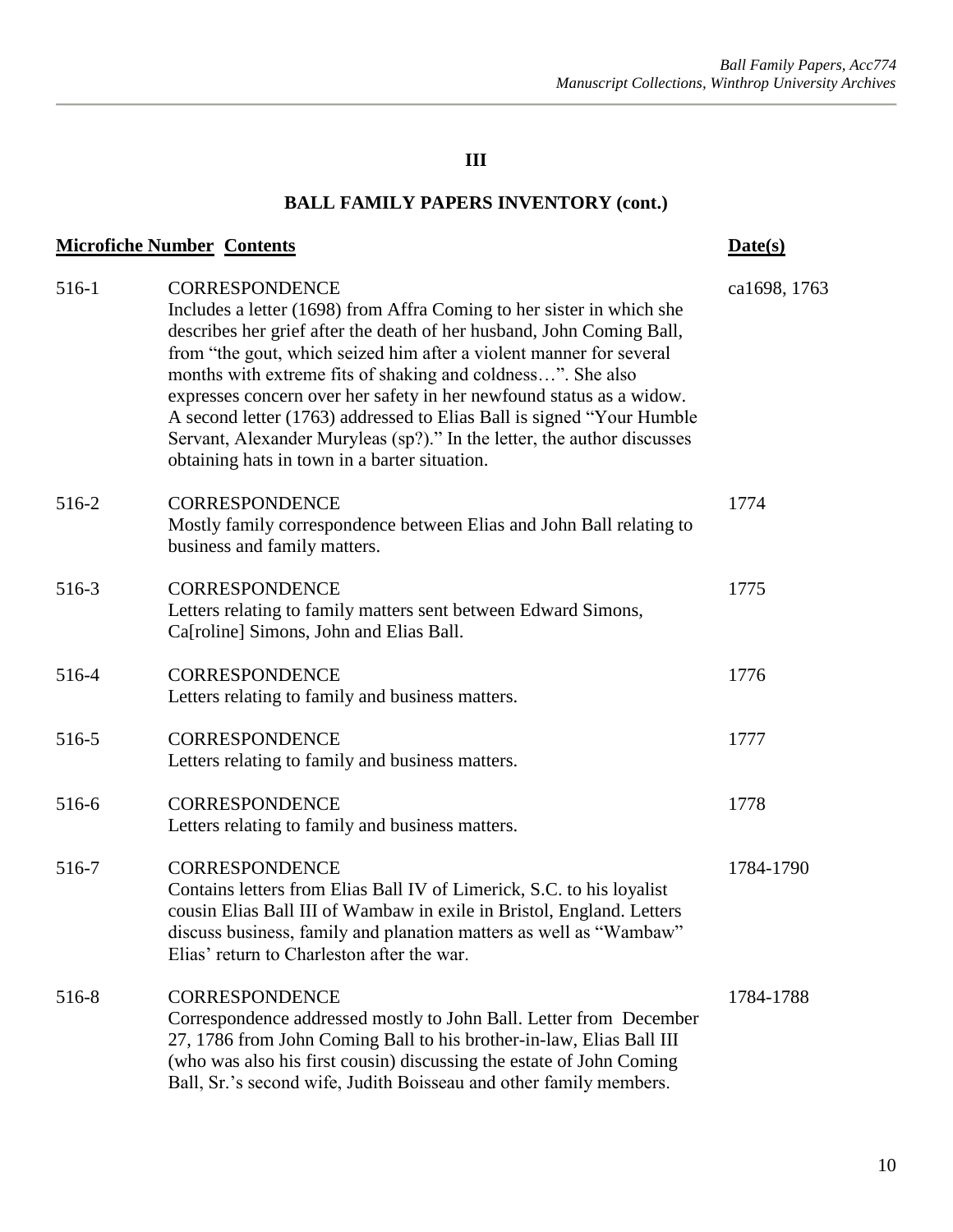## III

## BALL FAMILY PAPERS INVENTORY (cont.)

| Microfiche Number | Contents | Date(s) |
|---|---|---|
| 516-1 | CORRESPONDENCE<br>Includes a letter (1698) from Affra Coming to her sister in which she describes her grief after the death of her husband, John Coming Ball, from "the gout, which seized him after a violent manner for several months with extreme fits of shaking and coldness…". She also expresses concern over her safety in her newfound status as a widow. A second letter (1763) addressed to Elias Ball is signed "Your Humble Servant, Alexander Muryleas (sp?)." In the letter, the author discusses obtaining hats in town in a barter situation. | ca1698, 1763 |
| 516-2 | CORRESPONDENCE<br>Mostly family correspondence between Elias and John Ball relating to business and family matters. | 1774 |
| 516-3 | CORRESPONDENCE<br>Letters relating to family matters sent between Edward Simons, Ca[roline] Simons, John and Elias Ball. | 1775 |
| 516-4 | CORRESPONDENCE<br>Letters relating to family and business matters. | 1776 |
| 516-5 | CORRESPONDENCE<br>Letters relating to family and business matters. | 1777 |
| 516-6 | CORRESPONDENCE<br>Letters relating to family and business matters. | 1778 |
| 516-7 | CORRESPONDENCE<br>Contains letters from Elias Ball IV of Limerick, S.C. to his loyalist cousin Elias Ball III of Wambaw in exile in Bristol, England. Letters discuss business, family and planation matters as well as "Wambaw" Elias' return to Charleston after the war. | 1784-1790 |
| 516-8 | CORRESPONDENCE<br>Correspondence addressed mostly to John Ball. Letter from December 27, 1786 from John Coming Ball to his brother-in-law, Elias Ball III (who was also his first cousin) discussing the estate of John Coming Ball, Sr.'s second wife, Judith Boisseau and other family members. | 1784-1788 |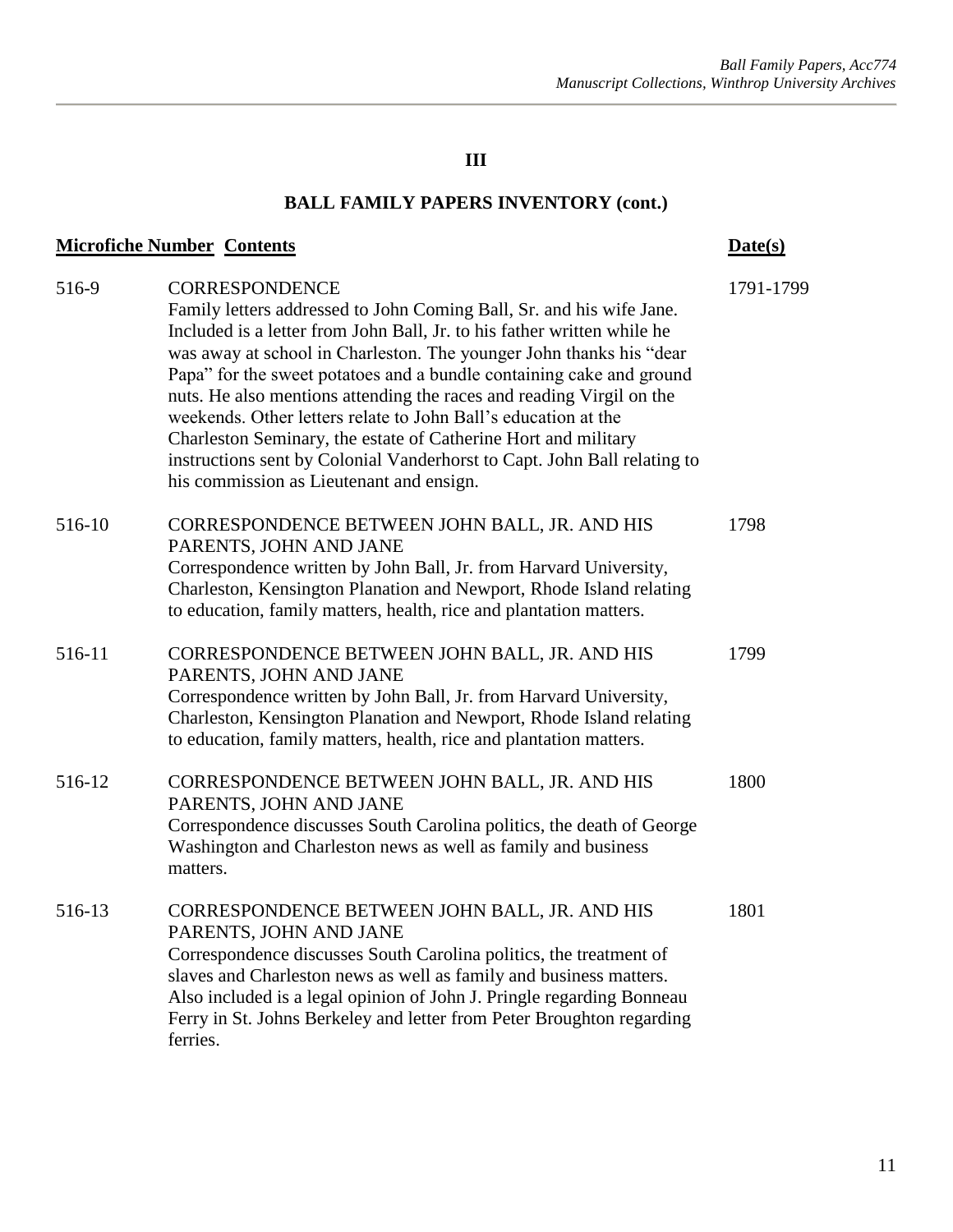## III

## BALL FAMILY PAPERS INVENTORY (cont.)

| Microfiche Number | Contents | Date(s) |
|---|---|---|
| 516-9 | CORRESPONDENCE<br>Family letters addressed to John Coming Ball, Sr. and his wife Jane. Included is a letter from John Ball, Jr. to his father written while he was away at school in Charleston. The younger John thanks his "dear Papa" for the sweet potatoes and a bundle containing cake and ground nuts. He also mentions attending the races and reading Virgil on the weekends. Other letters relate to John Ball's education at the Charleston Seminary, the estate of Catherine Hort and military instructions sent by Colonial Vanderhorst to Capt. John Ball relating to his commission as Lieutenant and ensign. | 1791-1799 |
| 516-10 | CORRESPONDENCE BETWEEN JOHN BALL, JR. AND HIS PARENTS, JOHN AND JANE<br>Correspondence written by John Ball, Jr. from Harvard University, Charleston, Kensington Planation and Newport, Rhode Island relating to education, family matters, health, rice and plantation matters. | 1798 |
| 516-11 | CORRESPONDENCE BETWEEN JOHN BALL, JR. AND HIS PARENTS, JOHN AND JANE<br>Correspondence written by John Ball, Jr. from Harvard University, Charleston, Kensington Planation and Newport, Rhode Island relating to education, family matters, health, rice and plantation matters. | 1799 |
| 516-12 | CORRESPONDENCE BETWEEN JOHN BALL, JR. AND HIS PARENTS, JOHN AND JANE<br>Correspondence discusses South Carolina politics, the death of George Washington and Charleston news as well as family and business matters. | 1800 |
| 516-13 | CORRESPONDENCE BETWEEN JOHN BALL, JR. AND HIS PARENTS, JOHN AND JANE<br>Correspondence discusses South Carolina politics, the treatment of slaves and Charleston news as well as family and business matters. Also included is a legal opinion of John J. Pringle regarding Bonneau Ferry in St. Johns Berkeley and letter from Peter Broughton regarding ferries. | 1801 |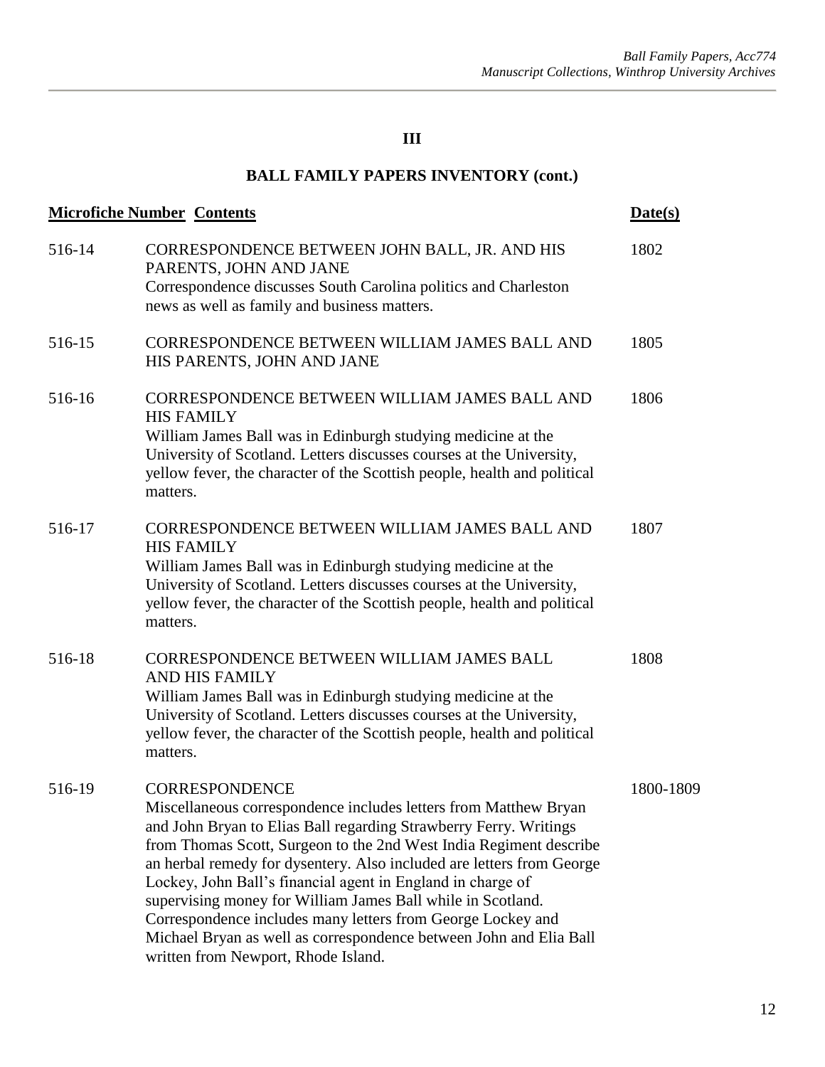## III

## BALL FAMILY PAPERS INVENTORY (cont.)

| Microfiche Number | Contents | Date(s) |
|---|---|---|
| 516-14 | CORRESPONDENCE BETWEEN JOHN BALL, JR. AND HIS PARENTS, JOHN AND JANE<br>Correspondence discusses South Carolina politics and Charleston news as well as family and business matters. | 1802 |
| 516-15 | CORRESPONDENCE BETWEEN WILLIAM JAMES BALL AND HIS PARENTS, JOHN AND JANE | 1805 |
| 516-16 | CORRESPONDENCE BETWEEN WILLIAM JAMES BALL AND HIS FAMILY<br>William James Ball was in Edinburgh studying medicine at the University of Scotland. Letters discusses courses at the University, yellow fever, the character of the Scottish people, health and political matters. | 1806 |
| 516-17 | CORRESPONDENCE BETWEEN WILLIAM JAMES BALL AND HIS FAMILY<br>William James Ball was in Edinburgh studying medicine at the University of Scotland. Letters discusses courses at the University, yellow fever, the character of the Scottish people, health and political matters. | 1807 |
| 516-18 | CORRESPONDENCE BETWEEN WILLIAM JAMES BALL AND HIS FAMILY<br>William James Ball was in Edinburgh studying medicine at the University of Scotland. Letters discusses courses at the University, yellow fever, the character of the Scottish people, health and political matters. | 1808 |
| 516-19 | CORRESPONDENCE<br>Miscellaneous correspondence includes letters from Matthew Bryan and John Bryan to Elias Ball regarding Strawberry Ferry. Writings from Thomas Scott, Surgeon to the 2nd West India Regiment describe an herbal remedy for dysentery. Also included are letters from George Lockey, John Ball's financial agent in England in charge of supervising money for William James Ball while in Scotland. Correspondence includes many letters from George Lockey and Michael Bryan as well as correspondence between John and Elia Ball written from Newport, Rhode Island. | 1800-1809 |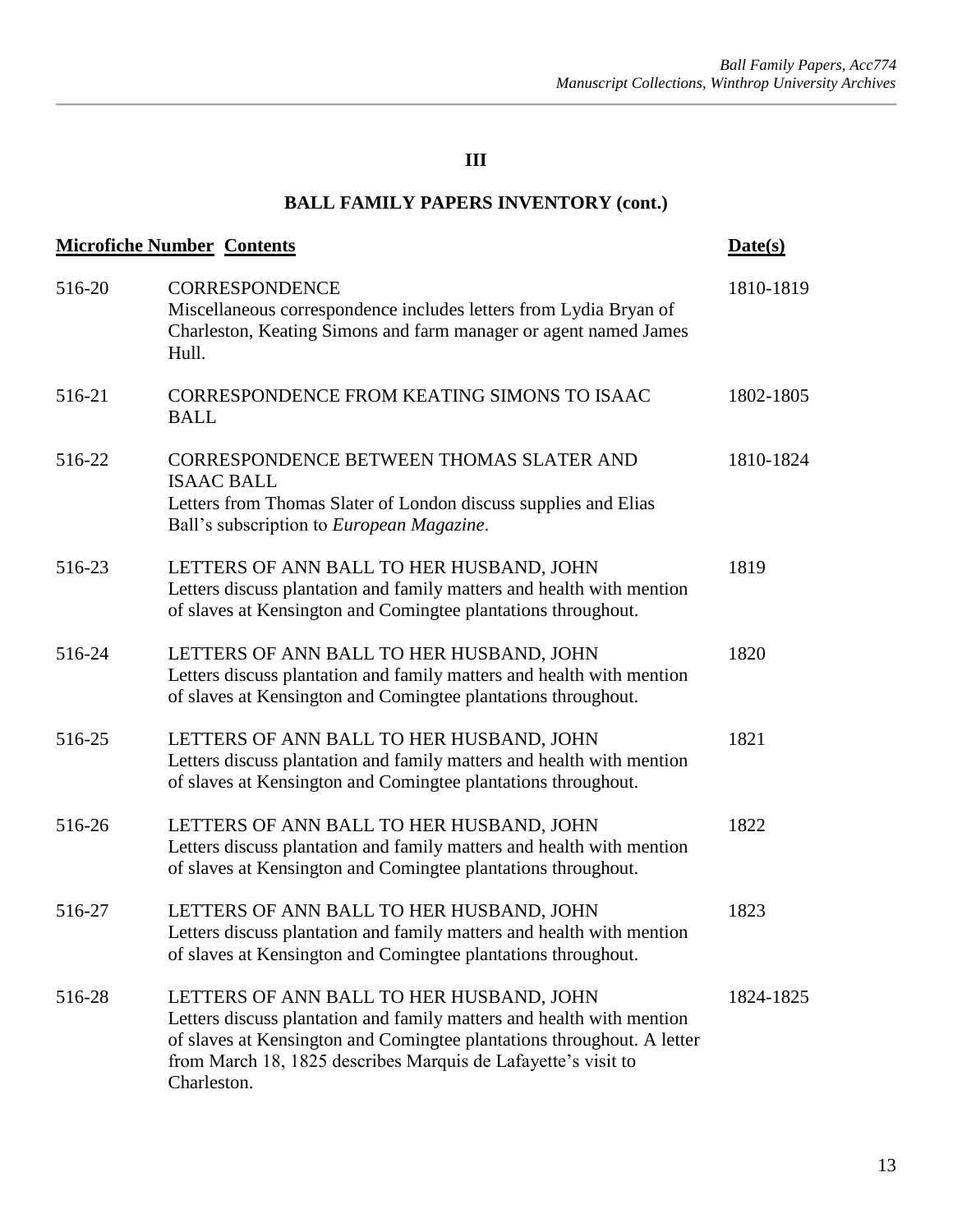## III

## BALL FAMILY PAPERS INVENTORY (cont.)

| Microfiche Number | Contents | Date(s) |
|---|---|---|
| 516-20 | CORRESPONDENCE<br>Miscellaneous correspondence includes letters from Lydia Bryan of Charleston, Keating Simons and farm manager or agent named James Hull. | 1810-1819 |
| 516-21 | CORRESPONDENCE FROM KEATING SIMONS TO ISAAC BALL | 1802-1805 |
| 516-22 | CORRESPONDENCE BETWEEN THOMAS SLATER AND ISAAC BALL<br>Letters from Thomas Slater of London discuss supplies and Elias Ball's subscription to *European Magazine*. | 1810-1824 |
| 516-23 | LETTERS OF ANN BALL TO HER HUSBAND, JOHN<br>Letters discuss plantation and family matters and health with mention of slaves at Kensington and Comingtee plantations throughout. | 1819 |
| 516-24 | LETTERS OF ANN BALL TO HER HUSBAND, JOHN<br>Letters discuss plantation and family matters and health with mention of slaves at Kensington and Comingtee plantations throughout. | 1820 |
| 516-25 | LETTERS OF ANN BALL TO HER HUSBAND, JOHN<br>Letters discuss plantation and family matters and health with mention of slaves at Kensington and Comingtee plantations throughout. | 1821 |
| 516-26 | LETTERS OF ANN BALL TO HER HUSBAND, JOHN<br>Letters discuss plantation and family matters and health with mention of slaves at Kensington and Comingtee plantations throughout. | 1822 |
| 516-27 | LETTERS OF ANN BALL TO HER HUSBAND, JOHN<br>Letters discuss plantation and family matters and health with mention of slaves at Kensington and Comingtee plantations throughout. | 1823 |
| 516-28 | LETTERS OF ANN BALL TO HER HUSBAND, JOHN<br>Letters discuss plantation and family matters and health with mention of slaves at Kensington and Comingtee plantations throughout. A letter from March 18, 1825 describes Marquis de Lafayette's visit to Charleston. | 1824-1825 |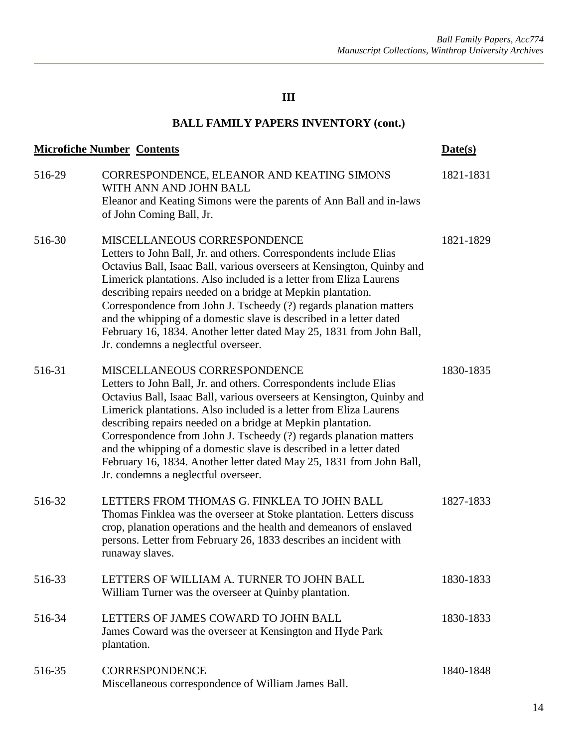## III

## BALL FAMILY PAPERS INVENTORY (cont.)

| Microfiche Number | Contents | Date(s) |
|---|---|---|
| 516-29 | CORRESPONDENCE, ELEANOR AND KEATING SIMONS WITH ANN AND JOHN BALL<br>Eleanor and Keating Simons were the parents of Ann Ball and in-laws of John Coming Ball, Jr. | 1821-1831 |
| 516-30 | MISCELLANEOUS CORRESPONDENCE<br>Letters to John Ball, Jr. and others. Correspondents include Elias Octavius Ball, Isaac Ball, various overseers at Kensington, Quinby and Limerick plantations. Also included is a letter from Eliza Laurens describing repairs needed on a bridge at Mepkin plantation. Correspondence from John J. Tscheedy (?) regards planation matters and the whipping of a domestic slave is described in a letter dated February 16, 1834. Another letter dated May 25, 1831 from John Ball, Jr. condemns a neglectful overseer. | 1821-1829 |
| 516-31 | MISCELLANEOUS CORRESPONDENCE<br>Letters to John Ball, Jr. and others. Correspondents include Elias Octavius Ball, Isaac Ball, various overseers at Kensington, Quinby and Limerick plantations. Also included is a letter from Eliza Laurens describing repairs needed on a bridge at Mepkin plantation. Correspondence from John J. Tscheedy (?) regards planation matters and the whipping of a domestic slave is described in a letter dated February 16, 1834. Another letter dated May 25, 1831 from John Ball, Jr. condemns a neglectful overseer. | 1830-1835 |
| 516-32 | LETTERS FROM THOMAS G. FINKLEA TO JOHN BALL<br>Thomas Finklea was the overseer at Stoke plantation. Letters discuss crop, planation operations and the health and demeanors of enslaved persons. Letter from February 26, 1833 describes an incident with runaway slaves. | 1827-1833 |
| 516-33 | LETTERS OF WILLIAM A. TURNER TO JOHN BALL<br>William Turner was the overseer at Quinby plantation. | 1830-1833 |
| 516-34 | LETTERS OF JAMES COWARD TO JOHN BALL<br>James Coward was the overseer at Kensington and Hyde Park plantation. | 1830-1833 |
| 516-35 | CORRESPONDENCE<br>Miscellaneous correspondence of William James Ball. | 1840-1848 |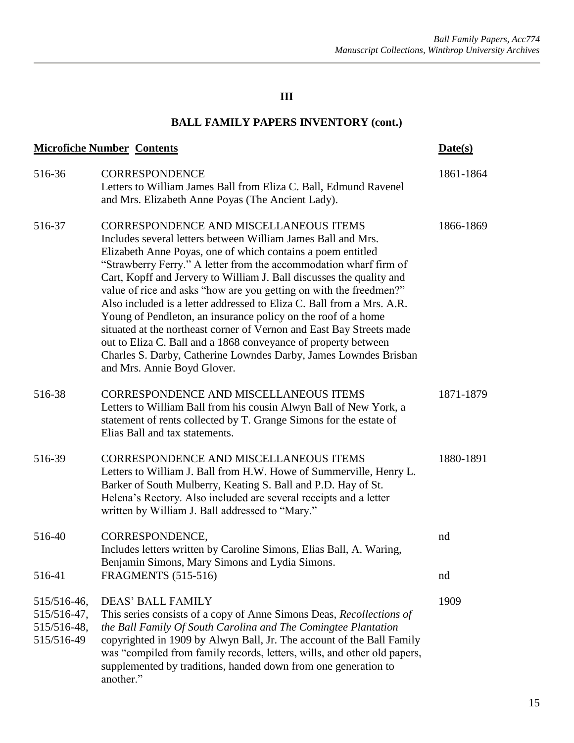## III

## BALL FAMILY PAPERS INVENTORY (cont.)

| Microfiche Number | Contents | Date(s) |
|---|---|---|
| 516-36 | CORRESPONDENCE<br>Letters to William James Ball from Eliza C. Ball, Edmund Ravenel and Mrs. Elizabeth Anne Poyas (The Ancient Lady). | 1861-1864 |
| 516-37 | CORRESPONDENCE AND MISCELLANEOUS ITEMS<br>Includes several letters between William James Ball and Mrs. Elizabeth Anne Poyas, one of which contains a poem entitled "Strawberry Ferry." A letter from the accommodation wharf firm of Cart, Kopff and Jervery to William J. Ball discusses the quality and value of rice and asks "how are you getting on with the freedmen?" Also included is a letter addressed to Eliza C. Ball from a Mrs. A.R. Young of Pendleton, an insurance policy on the roof of a home situated at the northeast corner of Vernon and East Bay Streets made out to Eliza C. Ball and a 1868 conveyance of property between Charles S. Darby, Catherine Lowndes Darby, James Lowndes Brisban and Mrs. Annie Boyd Glover. | 1866-1869 |
| 516-38 | CORRESPONDENCE AND MISCELLANEOUS ITEMS<br>Letters to William Ball from his cousin Alwyn Ball of New York, a statement of rents collected by T. Grange Simons for the estate of Elias Ball and tax statements. | 1871-1879 |
| 516-39 | CORRESPONDENCE AND MISCELLANEOUS ITEMS<br>Letters to William J. Ball from H.W. Howe of Summerville, Henry L. Barker of South Mulberry, Keating S. Ball and P.D. Hay of St. Helena's Rectory. Also included are several receipts and a letter written by William J. Ball addressed to "Mary." | 1880-1891 |
| 516-40 | CORRESPONDENCE,<br>Includes letters written by Caroline Simons, Elias Ball, A. Waring, Benjamin Simons, Mary Simons and Lydia Simons. | nd |
| 516-41 | FRAGMENTS (515-516) | nd |
| 515/516-46, 515/516-47, 515/516-48, 515/516-49 | DEAS' BALL FAMILY<br>This series consists of a copy of Anne Simons Deas, *Recollections of the Ball Family Of South Carolina and The Comingtee Plantation* copyrighted in 1909 by Alwyn Ball, Jr. The account of the Ball Family was "compiled from family records, letters, wills, and other old papers, supplemented by traditions, handed down from one generation to another." | 1909 |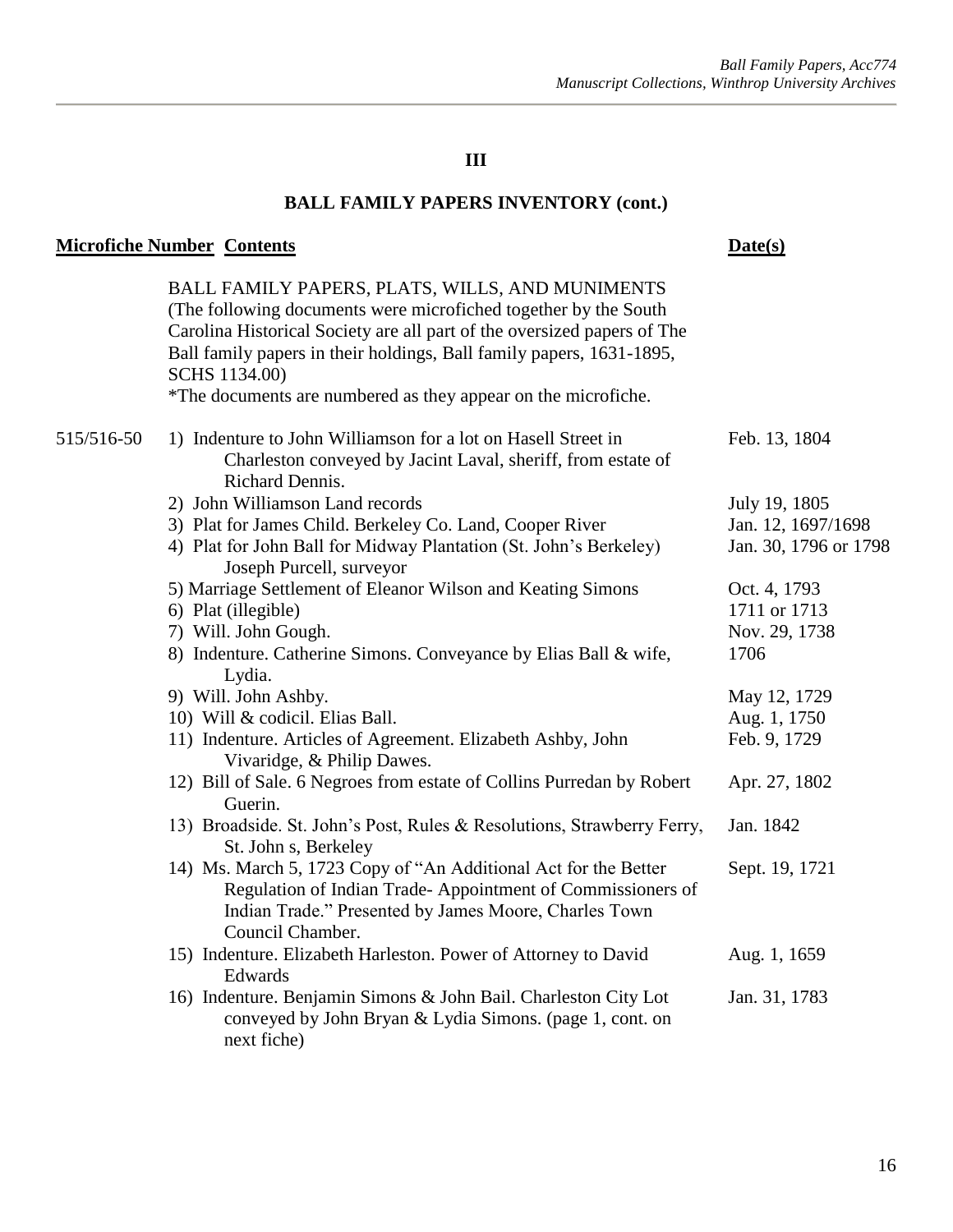## III

## BALL FAMILY PAPERS INVENTORY (cont.)

| Microfiche Number | Contents | Date(s) |
|---|---|---|
| | BALL FAMILY PAPERS, PLATS, WILLS, AND MUNIMENTS (The following documents were microfiched together by the South Carolina Historical Society are all part of the oversized papers of The Ball family papers in their holdings, Ball family papers, 1631-1895, SCHS 1134.00)<br>*The documents are numbered as they appear on the microfiche. | |
| 515/516-50 | 1) Indenture to John Williamson for a lot on Hasell Street in Charleston conveyed by Jacint Laval, sheriff, from estate of Richard Dennis. | Feb. 13, 1804 |
| | 2) John Williamson Land records | July 19, 1805 |
| | 3) Plat for James Child. Berkeley Co. Land, Cooper River | Jan. 12, 1697/1698 |
| | 4) Plat for John Ball for Midway Plantation (St. John's Berkeley) Joseph Purcell, surveyor | Jan. 30, 1796 or 1798 |
| | 5) Marriage Settlement of Eleanor Wilson and Keating Simons | Oct. 4, 1793 |
| | 6) Plat (illegible) | 1711 or 1713 |
| | 7) Will. John Gough. | Nov. 29, 1738 |
| | 8) Indenture. Catherine Simons. Conveyance by Elias Ball & wife, Lydia. | 1706 |
| | 9) Will. John Ashby. | May 12, 1729 |
| | 10) Will & codicil. Elias Ball. | Aug. 1, 1750 |
| | 11) Indenture. Articles of Agreement. Elizabeth Ashby, John Vivaridge, & Philip Dawes. | Feb. 9, 1729 |
| | 12) Bill of Sale. 6 Negroes from estate of Collins Purredan by Robert Guerin. | Apr. 27, 1802 |
| | 13) Broadside. St. John's Post, Rules & Resolutions, Strawberry Ferry, St. John s, Berkeley | Jan. 1842 |
| | 14) Ms. March 5, 1723 Copy of "An Additional Act for the Better Regulation of Indian Trade- Appointment of Commissioners of Indian Trade." Presented by James Moore, Charles Town Council Chamber. | Sept. 19, 1721 |
| | 15) Indenture. Elizabeth Harleston. Power of Attorney to David Edwards | Aug. 1, 1659 |
| | 16) Indenture. Benjamin Simons & John Bail. Charleston City Lot conveyed by John Bryan & Lydia Simons. (page 1, cont. on next fiche) | Jan. 31, 1783 |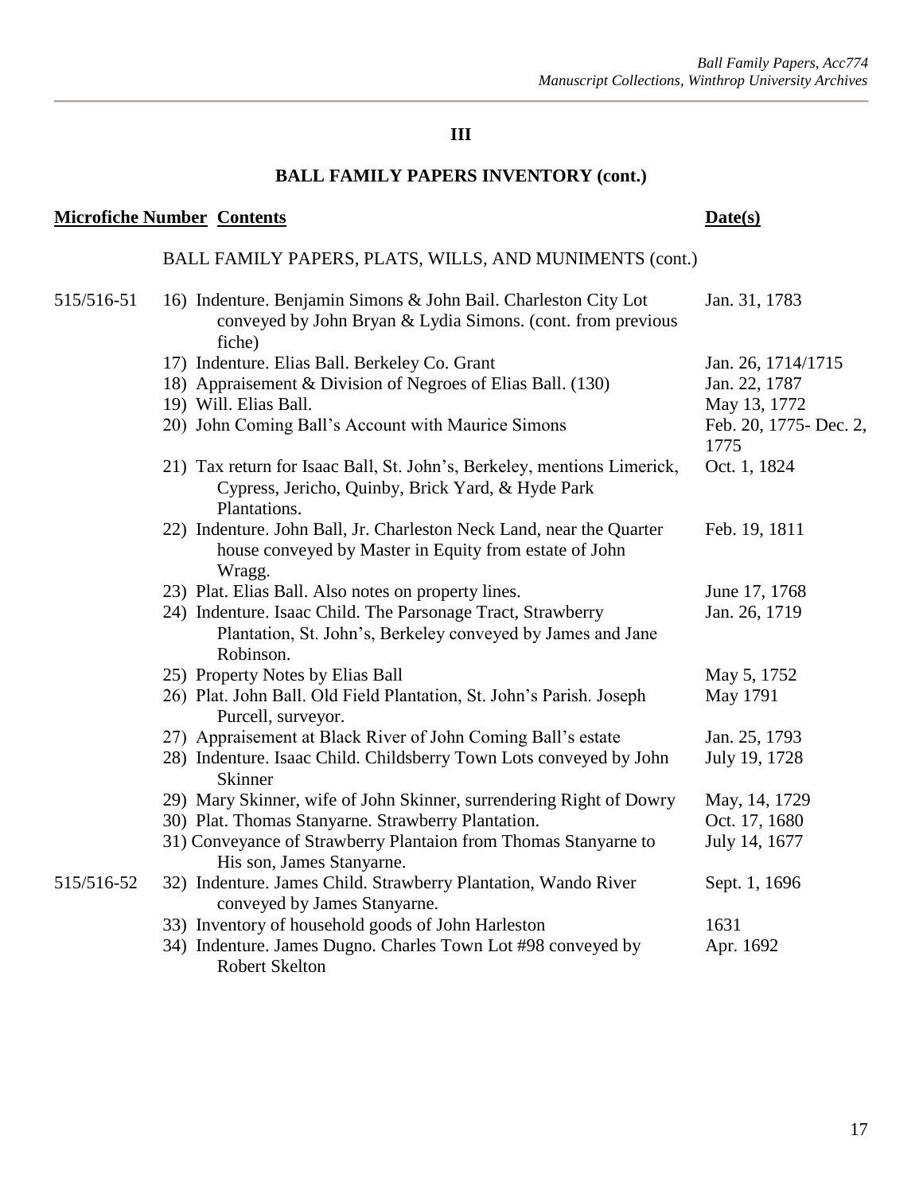## III

## BALL FAMILY PAPERS INVENTORY (cont.)

| **Microfiche Number** | **Contents** | **Date(s)** |
|---|---|---|
| | BALL FAMILY PAPERS, PLATS, WILLS, AND MUNIMENTS (cont.) | |
| 515/516-51 | 16) Indenture. Benjamin Simons & John Bail. Charleston City Lot conveyed by John Bryan & Lydia Simons. (cont. from previous fiche) | Jan. 31, 1783 |
| | 17) Indenture. Elias Ball. Berkeley Co. Grant | Jan. 26, 1714/1715 |
| | 18) Appraisement & Division of Negroes of Elias Ball. (130) | Jan. 22, 1787 |
| | 19) Will. Elias Ball. | May 13, 1772 |
| | 20) John Coming Ball's Account with Maurice Simons | Feb. 20, 1775- Dec. 2, 1775 |
| | 21) Tax return for Isaac Ball, St. John's, Berkeley, mentions Limerick, Cypress, Jericho, Quinby, Brick Yard, & Hyde Park Plantations. | Oct. 1, 1824 |
| | 22) Indenture. John Ball, Jr. Charleston Neck Land, near the Quarter house conveyed by Master in Equity from estate of John Wragg. | Feb. 19, 1811 |
| | 23) Plat. Elias Ball. Also notes on property lines. | June 17, 1768 |
| | 24) Indenture. Isaac Child. The Parsonage Tract, Strawberry Plantation, St. John's, Berkeley conveyed by James and Jane Robinson. | Jan. 26, 1719 |
| | 25) Property Notes by Elias Ball | May 5, 1752 |
| | 26) Plat. John Ball. Old Field Plantation, St. John's Parish. Joseph Purcell, surveyor. | May 1791 |
| | 27) Appraisement at Black River of John Coming Ball's estate | Jan. 25, 1793 |
| | 28) Indenture. Isaac Child. Childsberry Town Lots conveyed by John Skinner | July 19, 1728 |
| | 29) Mary Skinner, wife of John Skinner, surrendering Right of Dowry | May, 14, 1729 |
| | 30) Plat. Thomas Stanyarne. Strawberry Plantation. | Oct. 17, 1680 |
| | 31) Conveyance of Strawberry Plantaion from Thomas Stanyarne to His son, James Stanyarne. | July 14, 1677 |
| 515/516-52 | 32) Indenture. James Child. Strawberry Plantation, Wando River conveyed by James Stanyarne. | Sept. 1, 1696 |
| | 33) Inventory of household goods of John Harleston | 1631 |
| | 34) Indenture. James Dugno. Charles Town Lot #98 conveyed by Robert Skelton | Apr. 1692 |